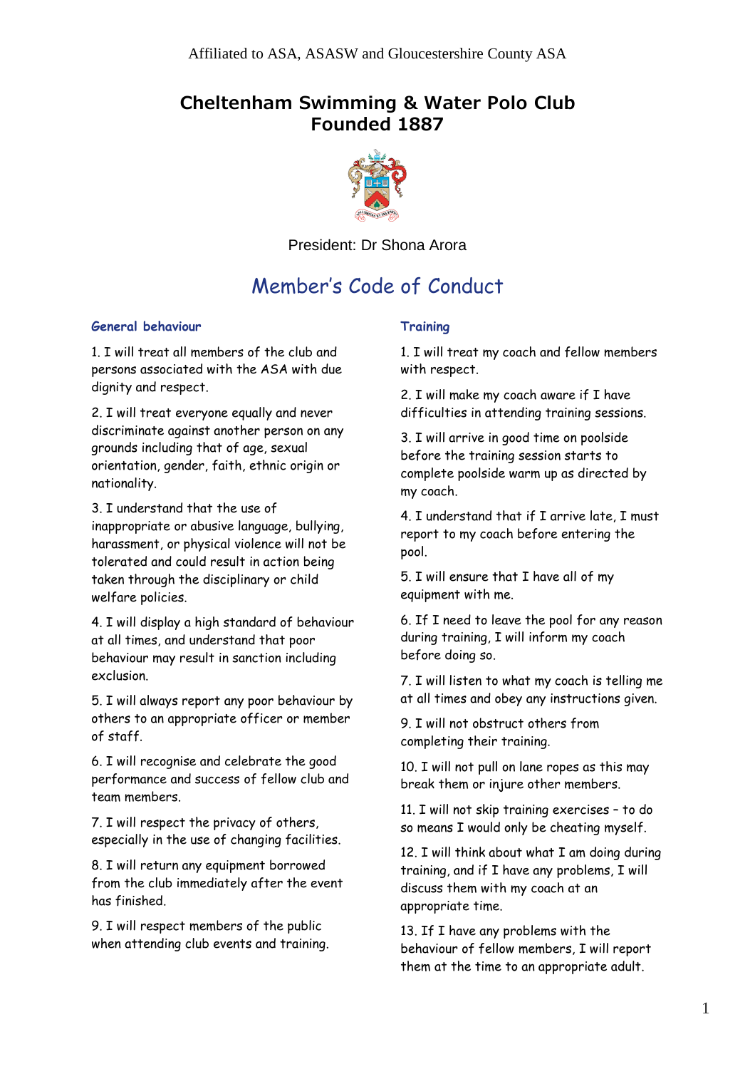Affiliated to ASA, ASASW and Gloucestershire County ASA

# Cheltenham Swimming & Water Polo Club
# Founded 1887

President: Dr Shona Arora

## Member's Code of Conduct

### General behaviour

1. I will treat all members of the club and persons associated with the ASA with due dignity and respect.

2. I will treat everyone equally and never discriminate against another person on any grounds including that of age, sexual orientation, gender, faith, ethnic origin or nationality.

3. I understand that the use of inappropriate or abusive language, bullying, harassment, or physical violence will not be tolerated and could result in action being taken through the disciplinary or child welfare policies.

4. I will display a high standard of behaviour at all times, and understand that poor behaviour may result in sanction including exclusion.

5. I will always report any poor behaviour by others to an appropriate officer or member of staff.

6. I will recognise and celebrate the good performance and success of fellow club and team members.

7. I will respect the privacy of others, especially in the use of changing facilities.

8. I will return any equipment borrowed from the club immediately after the event has finished.

9. I will respect members of the public when attending club events and training.

### Training

1. I will treat my coach and fellow members with respect.

2. I will make my coach aware if I have difficulties in attending training sessions.

3. I will arrive in good time on poolside before the training session starts to complete poolside warm up as directed by my coach.

4. I understand that if I arrive late, I must report to my coach before entering the pool.

5. I will ensure that I have all of my equipment with me.

6. If I need to leave the pool for any reason during training, I will inform my coach before doing so.

7. I will listen to what my coach is telling me at all times and obey any instructions given.

9. I will not obstruct others from completing their training.

10. I will not pull on lane ropes as this may break them or injure other members.

11. I will not skip training exercises – to do so means I would only be cheating myself.

12. I will think about what I am doing during training, and if I have any problems, I will discuss them with my coach at an appropriate time.

13. If I have any problems with the behaviour of fellow members, I will report them at the time to an appropriate adult.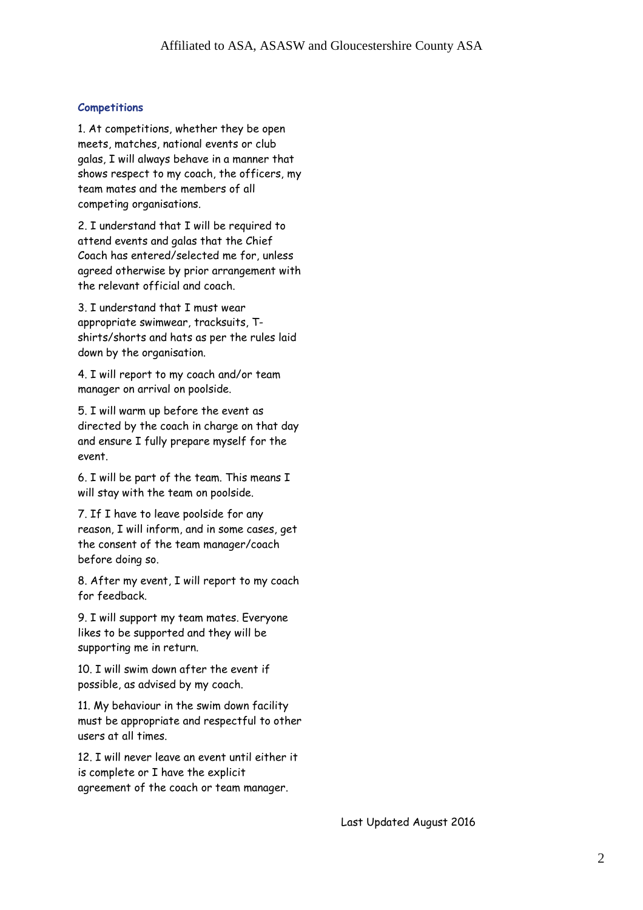## Competitions

1. At competitions, whether they be open meets, matches, national events or club galas, I will always behave in a manner that shows respect to my coach, the officers, my team mates and the members of all competing organisations.

2. I understand that I will be required to attend events and galas that the Chief Coach has entered/selected me for, unless agreed otherwise by prior arrangement with the relevant official and coach.

3. I understand that I must wear appropriate swimwear, tracksuits, T-shirts/shorts and hats as per the rules laid down by the organisation.

4. I will report to my coach and/or team manager on arrival on poolside.

5. I will warm up before the event as directed by the coach in charge on that day and ensure I fully prepare myself for the event.

6. I will be part of the team. This means I will stay with the team on poolside.

7. If I have to leave poolside for any reason, I will inform, and in some cases, get the consent of the team manager/coach before doing so.

8. After my event, I will report to my coach for feedback.

9. I will support my team mates. Everyone likes to be supported and they will be supporting me in return.

10. I will swim down after the event if possible, as advised by my coach.

11. My behaviour in the swim down facility must be appropriate and respectful to other users at all times.

12. I will never leave an event until either it is complete or I have the explicit agreement of the coach or team manager.

Last Updated August 2016